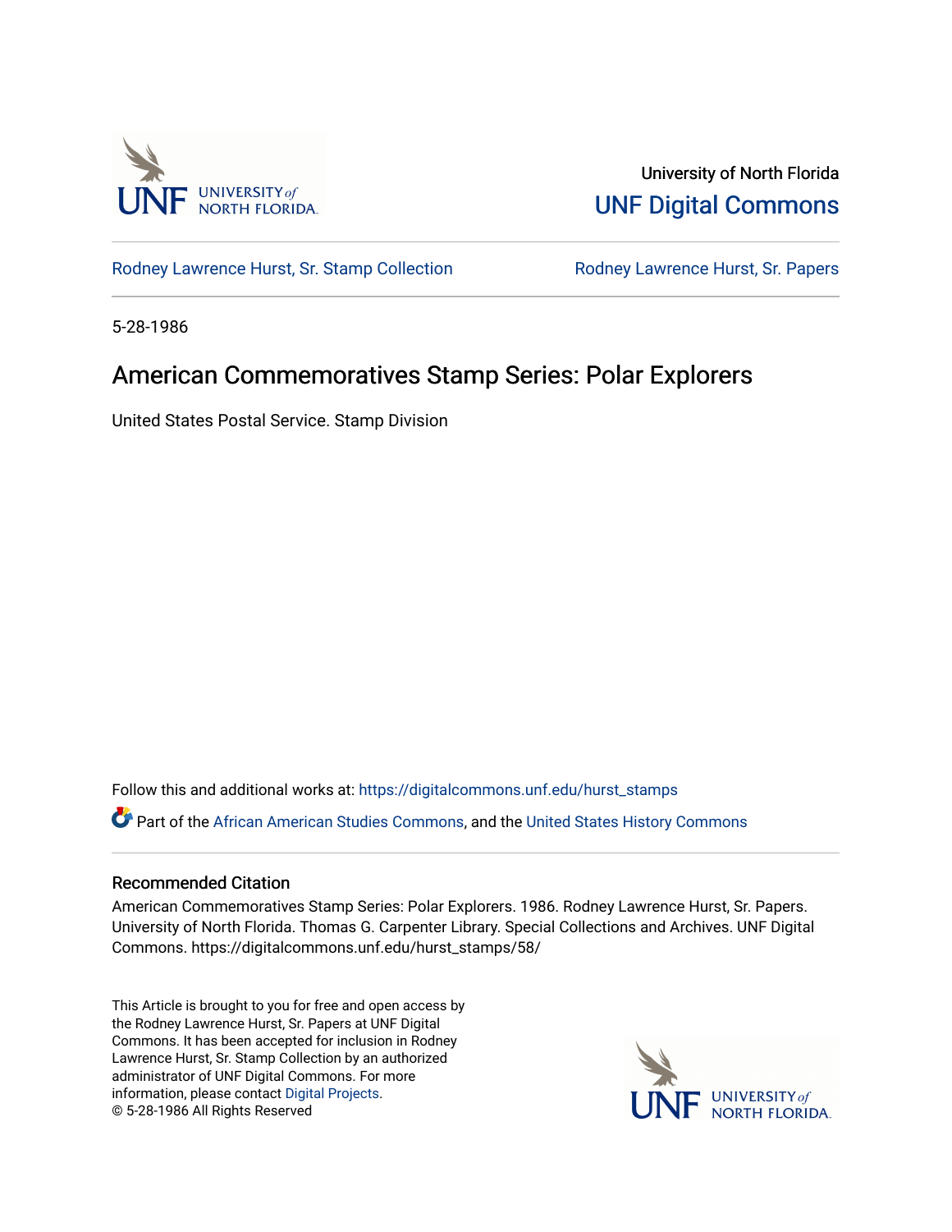University of North Florida
UNF Digital Commons

Rodney Lawrence Hurst, Sr. Stamp Collection | Rodney Lawrence Hurst, Sr. Papers

5-28-1986

# American Commemoratives Stamp Series: Polar Explorers

United States Postal Service. Stamp Division

Follow this and additional works at: https://digitalcommons.unf.edu/hurst_stamps

Part of the African American Studies Commons, and the United States History Commons

## Recommended Citation

American Commemoratives Stamp Series: Polar Explorers. 1986. Rodney Lawrence Hurst, Sr. Papers. University of North Florida. Thomas G. Carpenter Library. Special Collections and Archives. UNF Digital Commons. https://digitalcommons.unf.edu/hurst_stamps/58/

This Article is brought to you for free and open access by the Rodney Lawrence Hurst, Sr. Papers at UNF Digital Commons. It has been accepted for inclusion in Rodney Lawrence Hurst, Sr. Stamp Collection by an authorized administrator of UNF Digital Commons. For more information, please contact Digital Projects.
© 5-28-1986 All Rights Reserved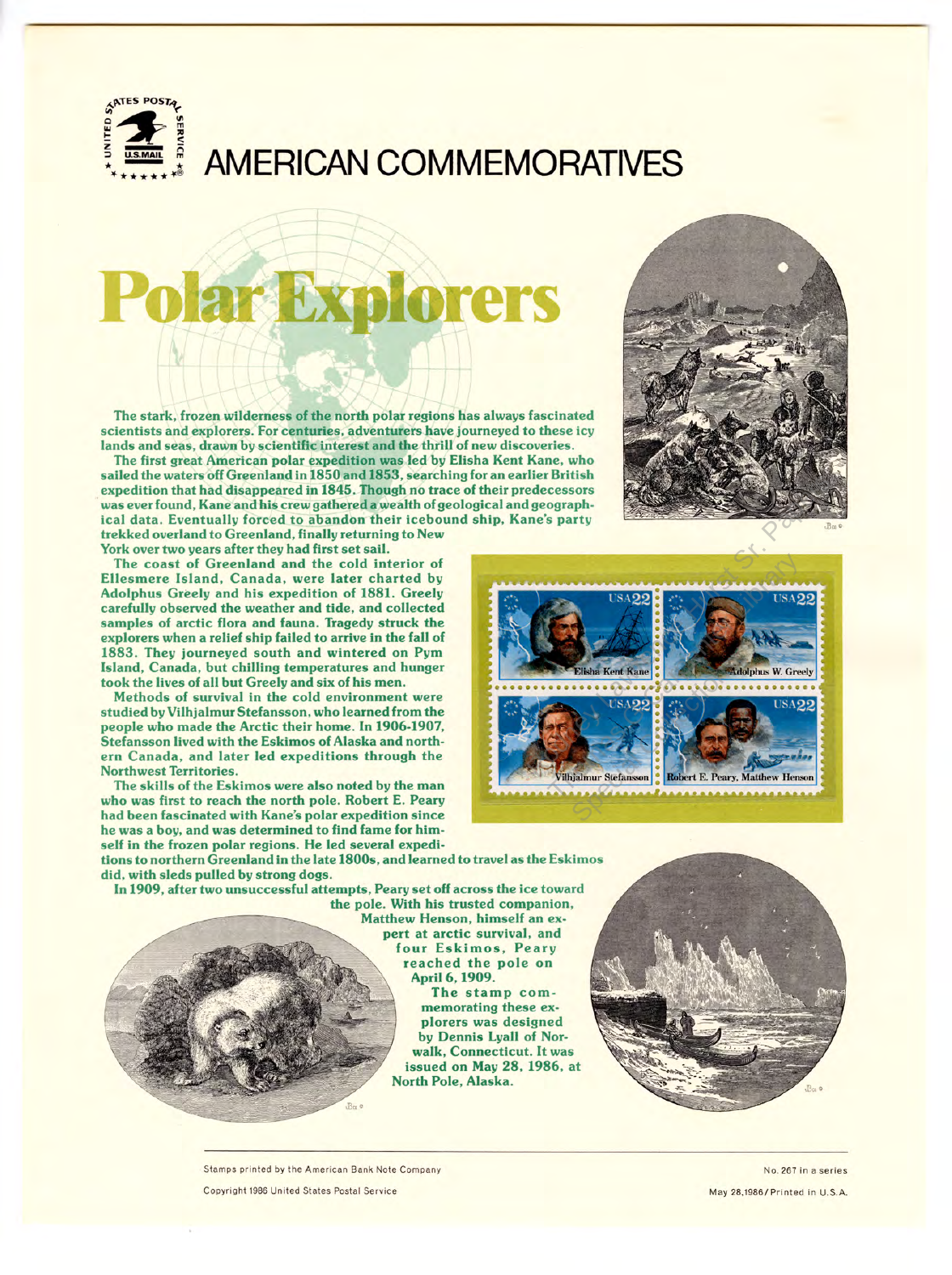# AMERICAN COMMEMORATIVES

## Polar Explorers

The stark, frozen wilderness of the north polar regions has always fascinated scientists and explorers. For centuries, adventurers have journeyed to these icy lands and seas, drawn by scientific interest and the thrill of new discoveries.

The first great American polar expedition was led by Elisha Kent Kane, who sailed the waters off Greenland in 1850 and 1853, searching for an earlier British expedition that had disappeared in 1845. Though no trace of their predecessors was ever found, Kane and his crew gathered a wealth of geological and geographical data. Eventually forced to abandon their icebound ship, Kane's party trekked overland to Greenland, finally returning to New York over two years after they had first set sail.

The coast of Greenland and the cold interior of Ellesmere Island, Canada, were later charted by Adolphus Greely and his expedition of 1881. Greely carefully observed the weather and tide, and collected samples of arctic flora and fauna. Tragedy struck the explorers when a relief ship failed to arrive in the fall of 1883. They journeyed south and wintered on Pym Island, Canada, but chilling temperatures and hunger took the lives of all but Greely and six of his men.

Methods of survival in the cold environment were studied by Vilhjalmur Stefansson, who learned from the people who made the Arctic their home. In 1906-1907, Stefansson lived with the Eskimos of Alaska and northern Canada, and later led expeditions through the Northwest Territories.

The skills of the Eskimos were also noted by the man who was first to reach the north pole. Robert E. Peary had been fascinated with Kane's polar expedition since he was a boy, and was determined to find fame for himself in the frozen polar regions. He led several expeditions to northern Greenland in the late 1800s, and learned to travel as the Eskimos did, with sleds pulled by strong dogs.

In 1909, after two unsuccessful attempts, Peary set off across the ice toward the pole. With his trusted companion, Matthew Henson, himself an expert at arctic survival, and four Eskimos, Peary reached the pole on April 6, 1909.

The stamp commemorating these explorers was designed by Dennis Lyall of Norwalk, Connecticut. It was issued on May 28, 1986, at North Pole, Alaska.

USA 22 — Elisha Kent Kane
USA 22 — Adolphus W. Greely
USA 22 — Vilhjalmur Stefansson
USA 22 — Robert E. Peary, Matthew Henson

Stamps printed by the American Bank Note Company

Copyright 1986 United States Postal Service

No. 267 in a series

May 28, 1986 / Printed in U.S.A.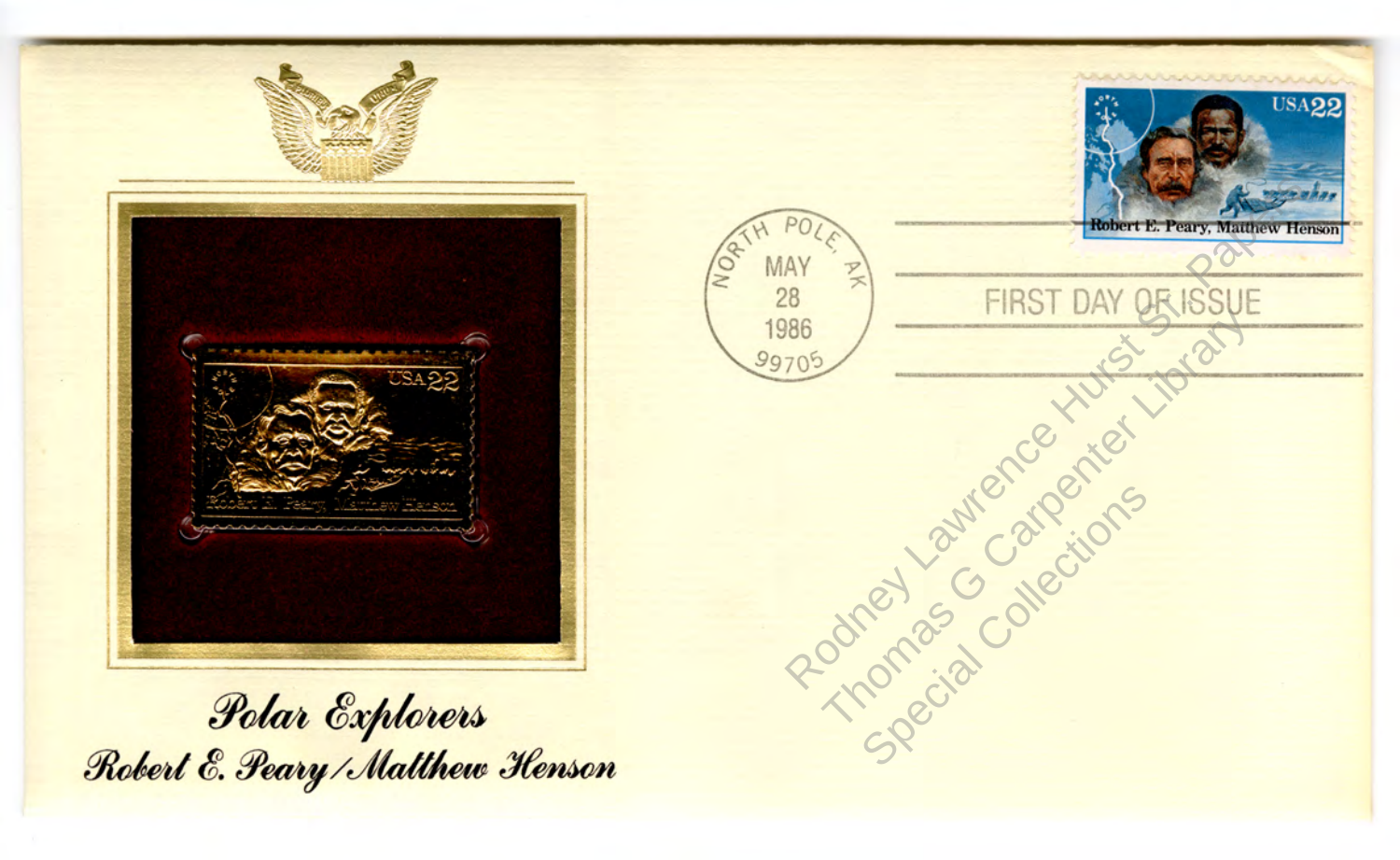USA 22

Robert E. Peary, Matthew Henson

NORTH POLE, AK
MAY
28
1986
99705

FIRST DAY OF ISSUE

*Polar Explorers*

*Robert E. Peary / Matthew Henson*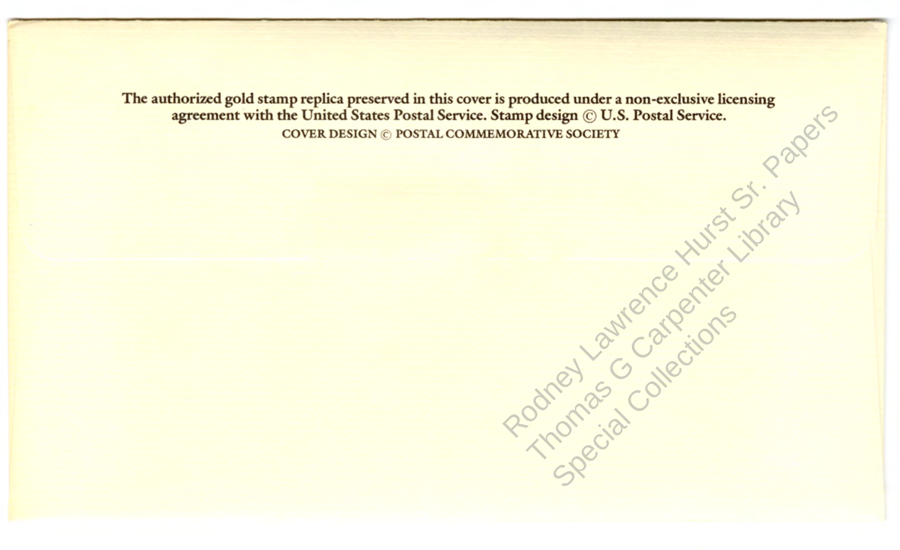The authorized gold stamp replica preserved in this cover is produced under a non-exclusive licensing agreement with the United States Postal Service. Stamp design © U.S. Postal Service.

COVER DESIGN © POSTAL COMMEMORATIVE SOCIETY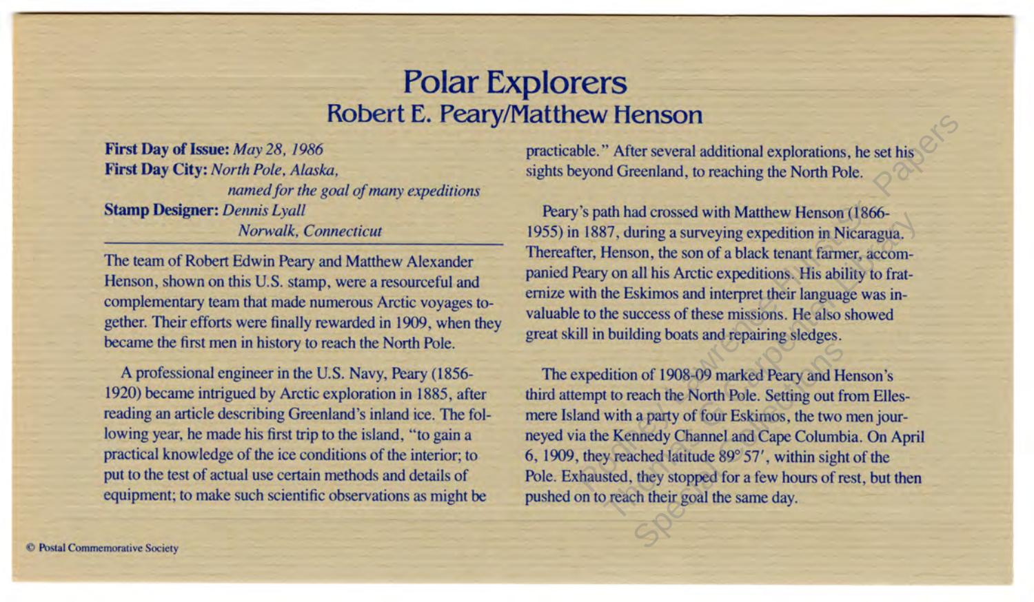# Polar Explorers

## Robert E. Peary/Matthew Henson

**First Day of Issue:** *May 28, 1986*
**First Day City:** *North Pole, Alaska,*
*named for the goal of many expeditions*
**Stamp Designer:** *Dennis Lyall*
*Norwalk, Connecticut*

---

The team of Robert Edwin Peary and Matthew Alexander Henson, shown on this U.S. stamp, were a resourceful and complementary team that made numerous Arctic voyages together. Their efforts were finally rewarded in 1909, when they became the first men in history to reach the North Pole.

A professional engineer in the U.S. Navy, Peary (1856-1920) became intrigued by Arctic exploration in 1885, after reading an article describing Greenland's inland ice. The following year, he made his first trip to the island, "to gain a practical knowledge of the ice conditions of the interior; to put to the test of actual use certain methods and details of equipment; to make such scientific observations as might be practicable." After several additional explorations, he set his sights beyond Greenland, to reaching the North Pole.

Peary's path had crossed with Matthew Henson (1866-1955) in 1887, during a surveying expedition in Nicaragua. Thereafter, Henson, the son of a black tenant farmer, accompanied Peary on all his Arctic expeditions. His ability to fraternize with the Eskimos and interpret their language was invaluable to the success of these missions. He also showed great skill in building boats and repairing sledges.

The expedition of 1908-09 marked Peary and Henson's third attempt to reach the North Pole. Setting out from Ellesmere Island with a party of four Eskimos, the two men journeyed via the Kennedy Channel and Cape Columbia. On April 6, 1909, they reached latitude 89° 57′, within sight of the Pole. Exhausted, they stopped for a few hours of rest, but then pushed on to reach their goal the same day.

© Postal Commemorative Society